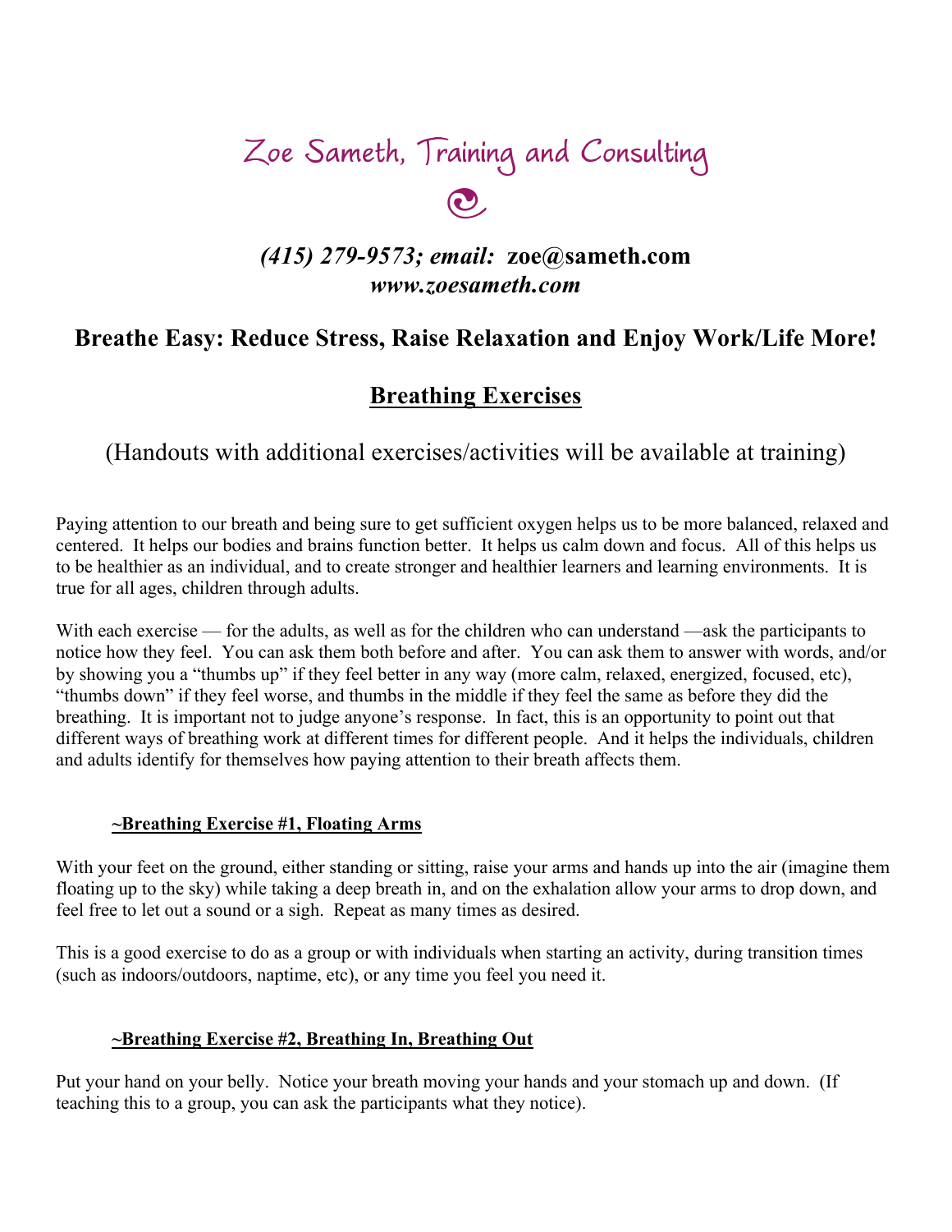# Zoe Sameth, Training and Consulting

***(415) 279-9573; email:* zoe@sameth.com**
***www.zoesameth.com***

## Breathe Easy: Reduce Stress, Raise Relaxation and Enjoy Work/Life More!

## Breathing Exercises

(Handouts with additional exercises/activities will be available at training)

Paying attention to our breath and being sure to get sufficient oxygen helps us to be more balanced, relaxed and centered. It helps our bodies and brains function better. It helps us calm down and focus. All of this helps us to be healthier as an individual, and to create stronger and healthier learners and learning environments. It is true for all ages, children through adults.

With each exercise — for the adults, as well as for the children who can understand —ask the participants to notice how they feel. You can ask them both before and after. You can ask them to answer with words, and/or by showing you a "thumbs up" if they feel better in any way (more calm, relaxed, energized, focused, etc), "thumbs down" if they feel worse, and thumbs in the middle if they feel the same as before they did the breathing. It is important not to judge anyone's response. In fact, this is an opportunity to point out that different ways of breathing work at different times for different people. And it helps the individuals, children and adults identify for themselves how paying attention to their breath affects them.

### ~Breathing Exercise #1, Floating Arms

With your feet on the ground, either standing or sitting, raise your arms and hands up into the air (imagine them floating up to the sky) while taking a deep breath in, and on the exhalation allow your arms to drop down, and feel free to let out a sound or a sigh. Repeat as many times as desired.

This is a good exercise to do as a group or with individuals when starting an activity, during transition times (such as indoors/outdoors, naptime, etc), or any time you feel you need it.

### ~Breathing Exercise #2, Breathing In, Breathing Out

Put your hand on your belly. Notice your breath moving your hands and your stomach up and down. (If teaching this to a group, you can ask the participants what they notice).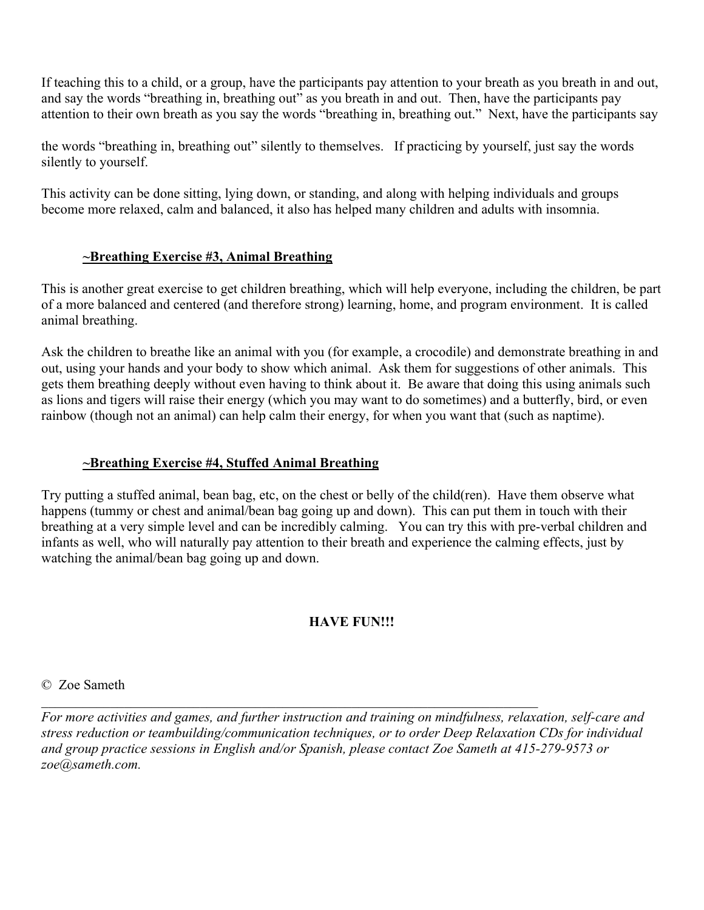If teaching this to a child, or a group, have the participants pay attention to your breath as you breath in and out, and say the words "breathing in, breathing out" as you breath in and out. Then, have the participants pay attention to their own breath as you say the words "breathing in, breathing out." Next, have the participants say

the words "breathing in, breathing out" silently to themselves. If practicing by yourself, just say the words silently to yourself.

This activity can be done sitting, lying down, or standing, and along with helping individuals and groups become more relaxed, calm and balanced, it also has helped many children and adults with insomnia.

### ~Breathing Exercise #3, Animal Breathing

This is another great exercise to get children breathing, which will help everyone, including the children, be part of a more balanced and centered (and therefore strong) learning, home, and program environment. It is called animal breathing.

Ask the children to breathe like an animal with you (for example, a crocodile) and demonstrate breathing in and out, using your hands and your body to show which animal. Ask them for suggestions of other animals. This gets them breathing deeply without even having to think about it. Be aware that doing this using animals such as lions and tigers will raise their energy (which you may want to do sometimes) and a butterfly, bird, or even rainbow (though not an animal) can help calm their energy, for when you want that (such as naptime).

### ~Breathing Exercise #4, Stuffed Animal Breathing

Try putting a stuffed animal, bean bag, etc, on the chest or belly of the child(ren). Have them observe what happens (tummy or chest and animal/bean bag going up and down). This can put them in touch with their breathing at a very simple level and can be incredibly calming. You can try this with pre-verbal children and infants as well, who will naturally pay attention to their breath and experience the calming effects, just by watching the animal/bean bag going up and down.

**HAVE FUN!!!**

© Zoe Sameth

---

*For more activities and games, and further instruction and training on mindfulness, relaxation, self-care and stress reduction or teambuilding/communication techniques, or to order Deep Relaxation CDs for individual and group practice sessions in English and/or Spanish, please contact Zoe Sameth at 415-279-9573 or zoe@sameth.com.*